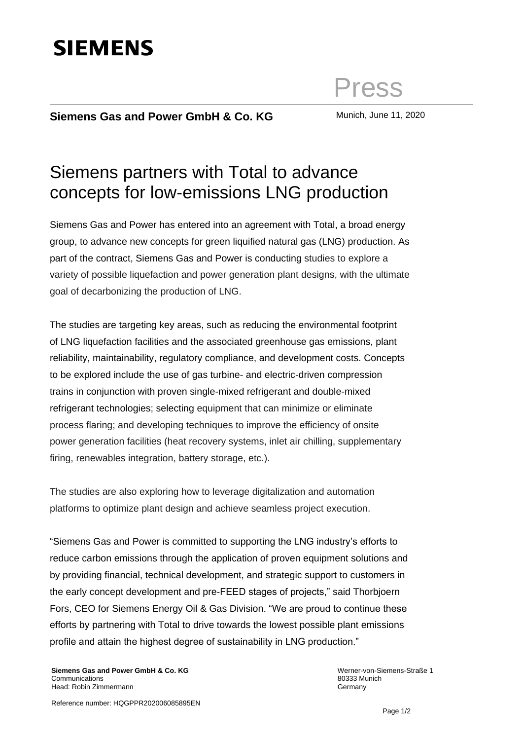# SIEMENS

Press

**Siemens Gas and Power GmbH & Co. KG**

Munich, June 11, 2020

# Siemens partners with Total to advance concepts for low-emissions LNG production

Siemens Gas and Power has entered into an agreement with Total, a broad energy group, to advance new concepts for green liquified natural gas (LNG) production. As part of the contract, Siemens Gas and Power is conducting studies to explore a variety of possible liquefaction and power generation plant designs, with the ultimate goal of decarbonizing the production of LNG.

The studies are targeting key areas, such as reducing the environmental footprint of LNG liquefaction facilities and the associated greenhouse gas emissions, plant reliability, maintainability, regulatory compliance, and development costs. Concepts to be explored include the use of gas turbine- and electric-driven compression trains in conjunction with proven single-mixed refrigerant and double-mixed refrigerant technologies; selecting equipment that can minimize or eliminate process flaring; and developing techniques to improve the efficiency of onsite power generation facilities (heat recovery systems, inlet air chilling, supplementary firing, renewables integration, battery storage, etc.).

The studies are also exploring how to leverage digitalization and automation platforms to optimize plant design and achieve seamless project execution.

"Siemens Gas and Power is committed to supporting the LNG industry's efforts to reduce carbon emissions through the application of proven equipment solutions and by providing financial, technical development, and strategic support to customers in the early concept development and pre-FEED stages of projects," said Thorbjoern Fors, CEO for Siemens Energy Oil & Gas Division. "We are proud to continue these efforts by partnering with Total to drive towards the lowest possible plant emissions profile and attain the highest degree of sustainability in LNG production."

**Siemens Gas and Power GmbH & Co. KG**
Communications
Head: Robin Zimmermann

Werner-von-Siemens-Straße 1
80333 Munich
Germany

Reference number: HQGPPR202006085895EN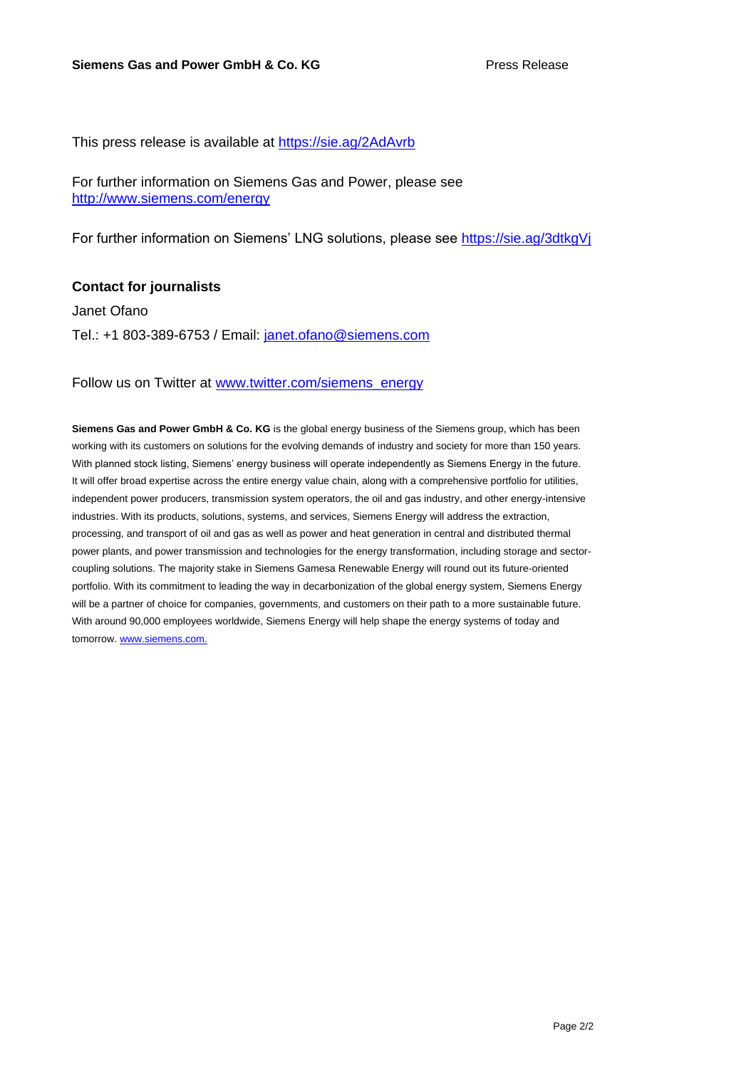This press release is available at https://sie.ag/2AdAvrb

For further information on Siemens Gas and Power, please see http://www.siemens.com/energy

For further information on Siemens' LNG solutions, please see https://sie.ag/3dtkgVj

**Contact for journalists**

Janet Ofano

Tel.: +1 803-389-6753 / Email: janet.ofano@siemens.com

Follow us on Twitter at www.twitter.com/siemens_energy

**Siemens Gas and Power GmbH & Co. KG** is the global energy business of the Siemens group, which has been working with its customers on solutions for the evolving demands of industry and society for more than 150 years. With planned stock listing, Siemens' energy business will operate independently as Siemens Energy in the future. It will offer broad expertise across the entire energy value chain, along with a comprehensive portfolio for utilities, independent power producers, transmission system operators, the oil and gas industry, and other energy-intensive industries. With its products, solutions, systems, and services, Siemens Energy will address the extraction, processing, and transport of oil and gas as well as power and heat generation in central and distributed thermal power plants, and power transmission and technologies for the energy transformation, including storage and sector-coupling solutions. The majority stake in Siemens Gamesa Renewable Energy will round out its future-oriented portfolio. With its commitment to leading the way in decarbonization of the global energy system, Siemens Energy will be a partner of choice for companies, governments, and customers on their path to a more sustainable future. With around 90,000 employees worldwide, Siemens Energy will help shape the energy systems of today and tomorrow. www.siemens.com.